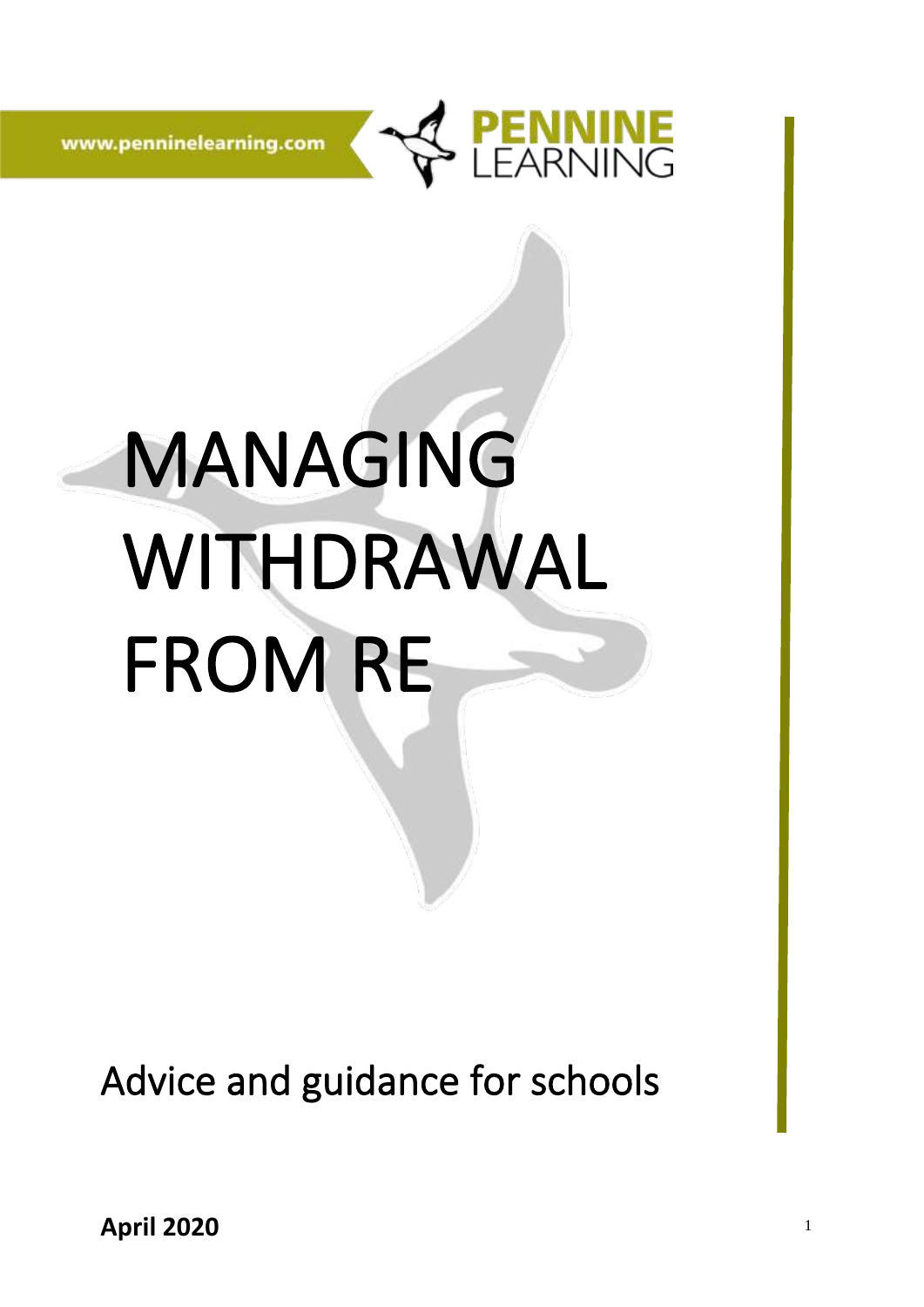www.penninelearning.com

PENNINE LEARNING

# MANAGING WITHDRAWAL FROM RE

## Advice and guidance for schools

**April 2020**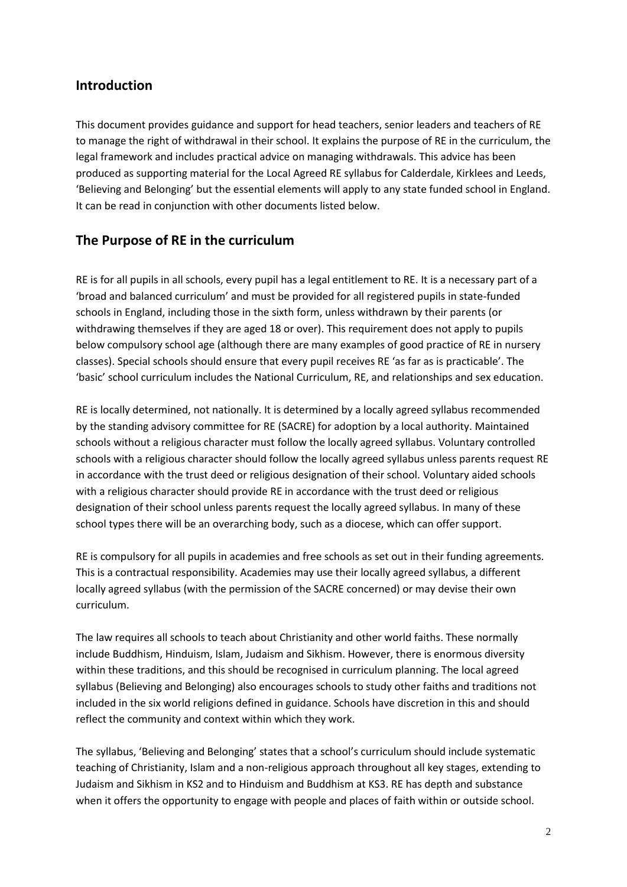## Introduction

This document provides guidance and support for head teachers, senior leaders and teachers of RE to manage the right of withdrawal in their school. It explains the purpose of RE in the curriculum, the legal framework and includes practical advice on managing withdrawals. This advice has been produced as supporting material for the Local Agreed RE syllabus for Calderdale, Kirklees and Leeds, 'Believing and Belonging' but the essential elements will apply to any state funded school in England. It can be read in conjunction with other documents listed below.

## The Purpose of RE in the curriculum

RE is for all pupils in all schools, every pupil has a legal entitlement to RE. It is a necessary part of a 'broad and balanced curriculum' and must be provided for all registered pupils in state-funded schools in England, including those in the sixth form, unless withdrawn by their parents (or withdrawing themselves if they are aged 18 or over). This requirement does not apply to pupils below compulsory school age (although there are many examples of good practice of RE in nursery classes). Special schools should ensure that every pupil receives RE 'as far as is practicable'. The 'basic' school curriculum includes the National Curriculum, RE, and relationships and sex education.

RE is locally determined, not nationally. It is determined by a locally agreed syllabus recommended by the standing advisory committee for RE (SACRE) for adoption by a local authority. Maintained schools without a religious character must follow the locally agreed syllabus. Voluntary controlled schools with a religious character should follow the locally agreed syllabus unless parents request RE in accordance with the trust deed or religious designation of their school. Voluntary aided schools with a religious character should provide RE in accordance with the trust deed or religious designation of their school unless parents request the locally agreed syllabus. In many of these school types there will be an overarching body, such as a diocese, which can offer support.

RE is compulsory for all pupils in academies and free schools as set out in their funding agreements. This is a contractual responsibility. Academies may use their locally agreed syllabus, a different locally agreed syllabus (with the permission of the SACRE concerned) or may devise their own curriculum.

The law requires all schools to teach about Christianity and other world faiths. These normally include Buddhism, Hinduism, Islam, Judaism and Sikhism. However, there is enormous diversity within these traditions, and this should be recognised in curriculum planning. The local agreed syllabus (Believing and Belonging) also encourages schools to study other faiths and traditions not included in the six world religions defined in guidance. Schools have discretion in this and should reflect the community and context within which they work.

The syllabus, 'Believing and Belonging' states that a school's curriculum should include systematic teaching of Christianity, Islam and a non-religious approach throughout all key stages, extending to Judaism and Sikhism in KS2 and to Hinduism and Buddhism at KS3. RE has depth and substance when it offers the opportunity to engage with people and places of faith within or outside school.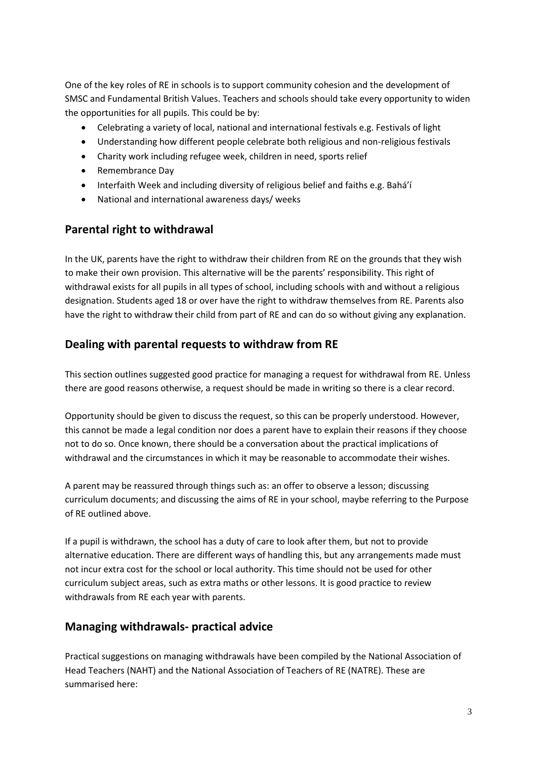One of the key roles of RE in schools is to support community cohesion and the development of SMSC and Fundamental British Values. Teachers and schools should take every opportunity to widen the opportunities for all pupils. This could be by:

- Celebrating a variety of local, national and international festivals e.g. Festivals of light
- Understanding how different people celebrate both religious and non-religious festivals
- Charity work including refugee week, children in need, sports relief
- Remembrance Day
- Interfaith Week and including diversity of religious belief and faiths e.g. Bahá'í
- National and international awareness days/ weeks

## Parental right to withdrawal

In the UK, parents have the right to withdraw their children from RE on the grounds that they wish to make their own provision. This alternative will be the parents' responsibility. This right of withdrawal exists for all pupils in all types of school, including schools with and without a religious designation. Students aged 18 or over have the right to withdraw themselves from RE. Parents also have the right to withdraw their child from part of RE and can do so without giving any explanation.

## Dealing with parental requests to withdraw from RE

This section outlines suggested good practice for managing a request for withdrawal from RE. Unless there are good reasons otherwise, a request should be made in writing so there is a clear record.

Opportunity should be given to discuss the request, so this can be properly understood. However, this cannot be made a legal condition nor does a parent have to explain their reasons if they choose not to do so. Once known, there should be a conversation about the practical implications of withdrawal and the circumstances in which it may be reasonable to accommodate their wishes.

A parent may be reassured through things such as: an offer to observe a lesson; discussing curriculum documents; and discussing the aims of RE in your school, maybe referring to the Purpose of RE outlined above.

If a pupil is withdrawn, the school has a duty of care to look after them, but not to provide alternative education. There are different ways of handling this, but any arrangements made must not incur extra cost for the school or local authority. This time should not be used for other curriculum subject areas, such as extra maths or other lessons. It is good practice to review withdrawals from RE each year with parents.

## Managing withdrawals- practical advice

Practical suggestions on managing withdrawals have been compiled by the National Association of Head Teachers (NAHT) and the National Association of Teachers of RE (NATRE). These are summarised here: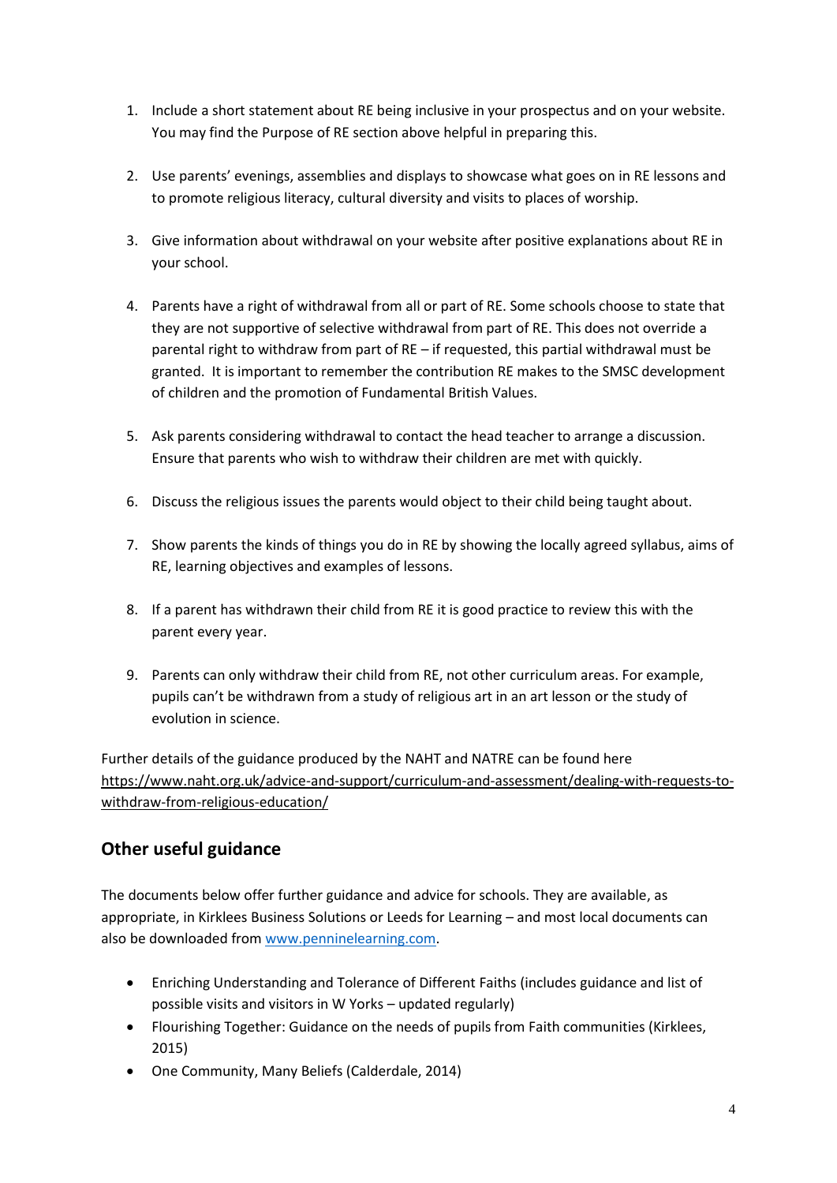1. Include a short statement about RE being inclusive in your prospectus and on your website. You may find the Purpose of RE section above helpful in preparing this.

2. Use parents' evenings, assemblies and displays to showcase what goes on in RE lessons and to promote religious literacy, cultural diversity and visits to places of worship.

3. Give information about withdrawal on your website after positive explanations about RE in your school.

4. Parents have a right of withdrawal from all or part of RE. Some schools choose to state that they are not supportive of selective withdrawal from part of RE. This does not override a parental right to withdraw from part of RE – if requested, this partial withdrawal must be granted. It is important to remember the contribution RE makes to the SMSC development of children and the promotion of Fundamental British Values.

5. Ask parents considering withdrawal to contact the head teacher to arrange a discussion. Ensure that parents who wish to withdraw their children are met with quickly.

6. Discuss the religious issues the parents would object to their child being taught about.

7. Show parents the kinds of things you do in RE by showing the locally agreed syllabus, aims of RE, learning objectives and examples of lessons.

8. If a parent has withdrawn their child from RE it is good practice to review this with the parent every year.

9. Parents can only withdraw their child from RE, not other curriculum areas. For example, pupils can't be withdrawn from a study of religious art in an art lesson or the study of evolution in science.

Further details of the guidance produced by the NAHT and NATRE can be found here https://www.naht.org.uk/advice-and-support/curriculum-and-assessment/dealing-with-requests-to-withdraw-from-religious-education/

## Other useful guidance

The documents below offer further guidance and advice for schools. They are available, as appropriate, in Kirklees Business Solutions or Leeds for Learning – and most local documents can also be downloaded from www.penninelearning.com.

- Enriching Understanding and Tolerance of Different Faiths (includes guidance and list of possible visits and visitors in W Yorks – updated regularly)
- Flourishing Together: Guidance on the needs of pupils from Faith communities (Kirklees, 2015)
- One Community, Many Beliefs (Calderdale, 2014)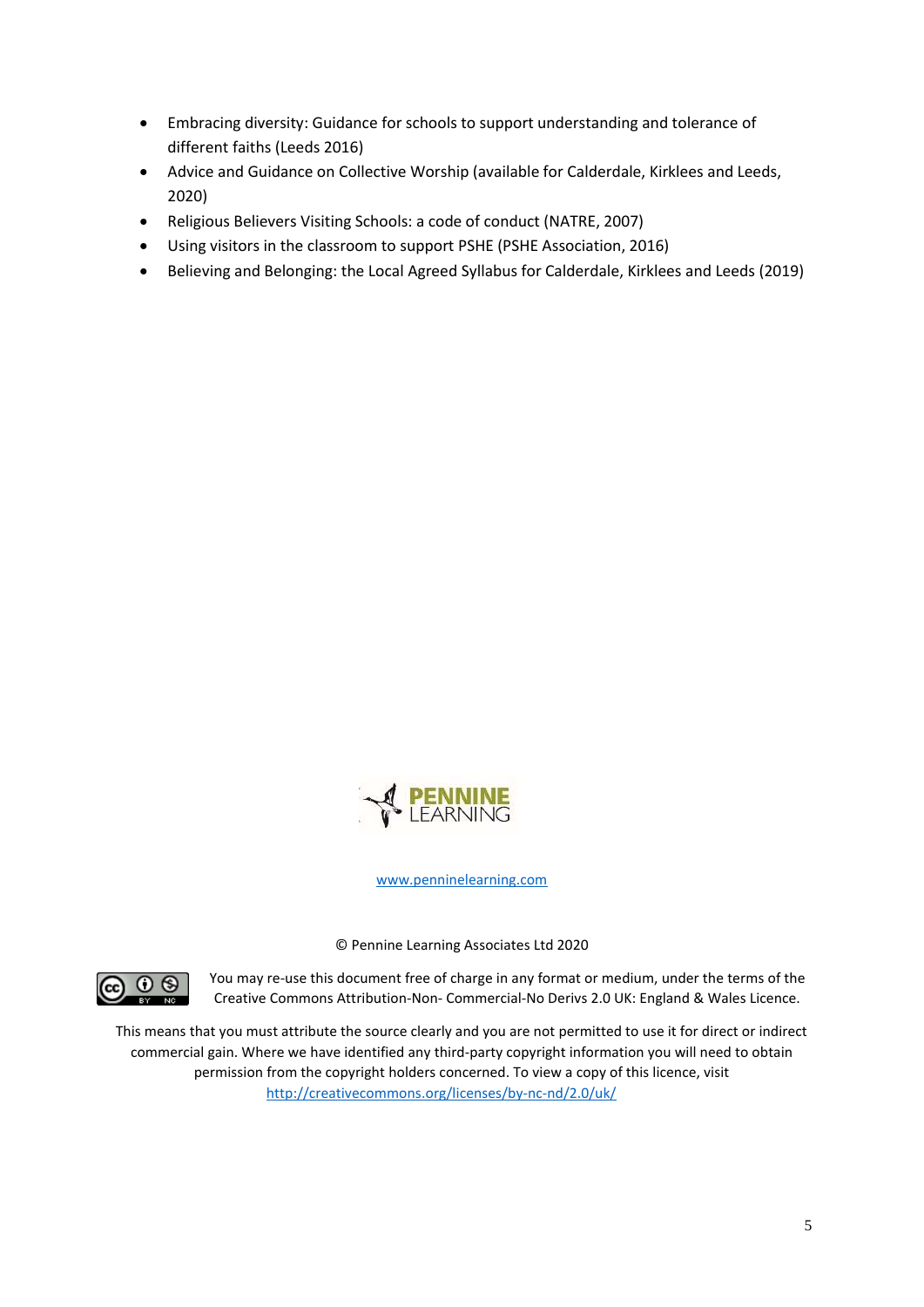- Embracing diversity: Guidance for schools to support understanding and tolerance of different faiths (Leeds 2016)
- Advice and Guidance on Collective Worship (available for Calderdale, Kirklees and Leeds, 2020)
- Religious Believers Visiting Schools: a code of conduct (NATRE, 2007)
- Using visitors in the classroom to support PSHE (PSHE Association, 2016)
- Believing and Belonging: the Local Agreed Syllabus for Calderdale, Kirklees and Leeds (2019)

PENNINE LEARNING

www.penninelearning.com

© Pennine Learning Associates Ltd 2020

You may re-use this document free of charge in any format or medium, under the terms of the Creative Commons Attribution-Non- Commercial-No Derivs 2.0 UK: England & Wales Licence.

This means that you must attribute the source clearly and you are not permitted to use it for direct or indirect commercial gain. Where we have identified any third-party copyright information you will need to obtain permission from the copyright holders concerned. To view a copy of this licence, visit http://creativecommons.org/licenses/by-nc-nd/2.0/uk/